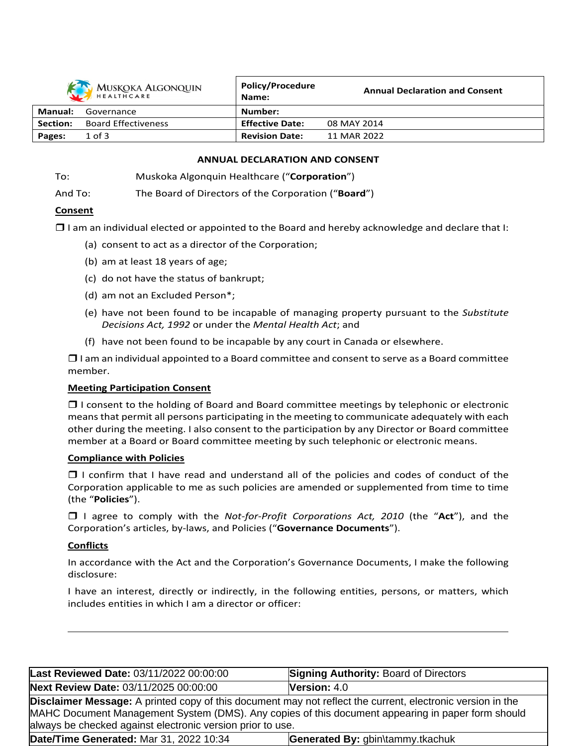| Muskoka Algonquin Healthcare | | Policy/Procedure Name: | Annual Declaration and Consent |
|---|---|---|---|
| **Manual:** | Governance | **Number:** | |
| **Section:** | Board Effectiveness | **Effective Date:** | 08 MAY 2014 |
| **Pages:** | 1 of 3 | **Revision Date:** | 11 MAR 2022 |

## ANNUAL DECLARATION AND CONSENT

To: Muskoka Algonquin Healthcare ("**Corporation**")

And To: The Board of Directors of the Corporation ("**Board**")

**Consent**

❒ I am an individual elected or appointed to the Board and hereby acknowledge and declare that I:

(a) consent to act as a director of the Corporation;

(b) am at least 18 years of age;

(c) do not have the status of bankrupt;

(d) am not an Excluded Person*;

(e) have not been found to be incapable of managing property pursuant to the *Substitute Decisions Act, 1992* or under the *Mental Health Act*; and

(f) have not been found to be incapable by any court in Canada or elsewhere.

❒ I am an individual appointed to a Board committee and consent to serve as a Board committee member.

**Meeting Participation Consent**

❒ I consent to the holding of Board and Board committee meetings by telephonic or electronic means that permit all persons participating in the meeting to communicate adequately with each other during the meeting. I also consent to the participation by any Director or Board committee member at a Board or Board committee meeting by such telephonic or electronic means.

**Compliance with Policies**

❒ I confirm that I have read and understand all of the policies and codes of conduct of the Corporation applicable to me as such policies are amended or supplemented from time to time (the "**Policies**").

❒ I agree to comply with the *Not-for-Profit Corporations Act, 2010* (the "**Act**"), and the Corporation's articles, by-laws, and Policies ("**Governance Documents**").

**Conflicts**

In accordance with the Act and the Corporation's Governance Documents, I make the following disclosure:

I have an interest, directly or indirectly, in the following entities, persons, or matters, which includes entities in which I am a director or officer:

\_\_\_\_\_\_\_\_\_\_\_\_\_\_\_\_\_\_\_\_\_\_\_\_\_\_\_\_\_\_\_\_\_\_\_\_\_\_\_\_\_\_\_\_\_\_\_\_\_\_\_\_\_\_\_\_\_\_\_\_\_\_\_\_\_\_\_\_

| **Last Reviewed Date:** 03/11/2022 00:00:00 | **Signing Authority:** Board of Directors |
|---|---|
| **Next Review Date:** 03/11/2025 00:00:00 | **Version:** 4.0 |
| **Disclaimer Message:** A printed copy of this document may not reflect the current, electronic version in the MAHC Document Management System (DMS). Any copies of this document appearing in paper form should always be checked against electronic version prior to use. | |
| **Date/Time Generated:** Mar 31, 2022 10:34 | **Generated By:** gbin\tammy.tkachuk |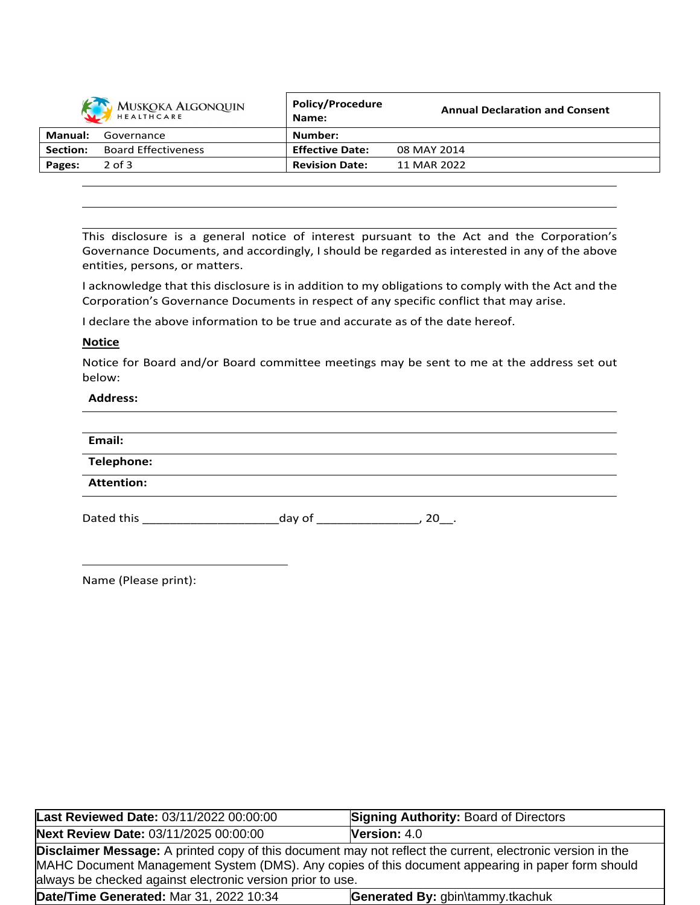This disclosure is a general notice of interest pursuant to the Act and the Corporation's Governance Documents, and accordingly, I should be regarded as interested in any of the above entities, persons, or matters.

I acknowledge that this disclosure is in addition to my obligations to comply with the Act and the Corporation's Governance Documents in respect of any specific conflict that may arise.

I declare the above information to be true and accurate as of the date hereof.

**Notice**

Notice for Board and/or Board committee meetings may be sent to me at the address set out below:

**Address:**

**Email:**

**Telephone:**

**Attention:**

Dated this _____________________day of ________________, 20__.

Name (Please print):

| **Last Reviewed Date:** 03/11/2022 00:00:00 | **Signing Authority:** Board of Directors |
|---|---|
| **Next Review Date:** 03/11/2025 00:00:00 | **Version:** 4.0 |
| **Disclaimer Message:** A printed copy of this document may not reflect the current, electronic version in the MAHC Document Management System (DMS). Any copies of this document appearing in paper form should always be checked against electronic version prior to use. | |
| **Date/Time Generated:** Mar 31, 2022 10:34 | **Generated By:** gbin\tammy.tkachuk |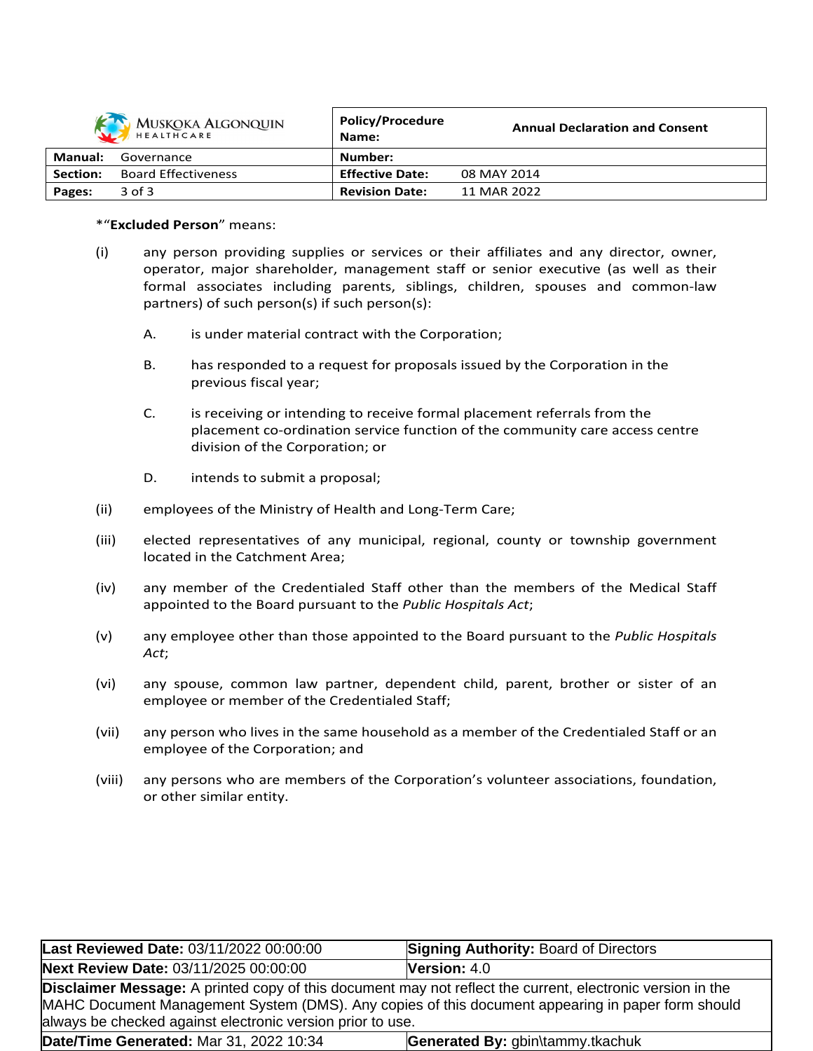*"**Excluded Person**" means:

(i) any person providing supplies or services or their affiliates and any director, owner, operator, major shareholder, management staff or senior executive (as well as their formal associates including parents, siblings, children, spouses and common-law partners) of such person(s) if such person(s):

A. is under material contract with the Corporation;

B. has responded to a request for proposals issued by the Corporation in the previous fiscal year;

C. is receiving or intending to receive formal placement referrals from the placement co-ordination service function of the community care access centre division of the Corporation; or

D. intends to submit a proposal;

(ii) employees of the Ministry of Health and Long-Term Care;

(iii) elected representatives of any municipal, regional, county or township government located in the Catchment Area;

(iv) any member of the Credentialed Staff other than the members of the Medical Staff appointed to the Board pursuant to the *Public Hospitals Act*;

(v) any employee other than those appointed to the Board pursuant to the *Public Hospitals Act*;

(vi) any spouse, common law partner, dependent child, parent, brother or sister of an employee or member of the Credentialed Staff;

(vii) any person who lives in the same household as a member of the Credentialed Staff or an employee of the Corporation; and

(viii) any persons who are members of the Corporation's volunteer associations, foundation, or other similar entity.